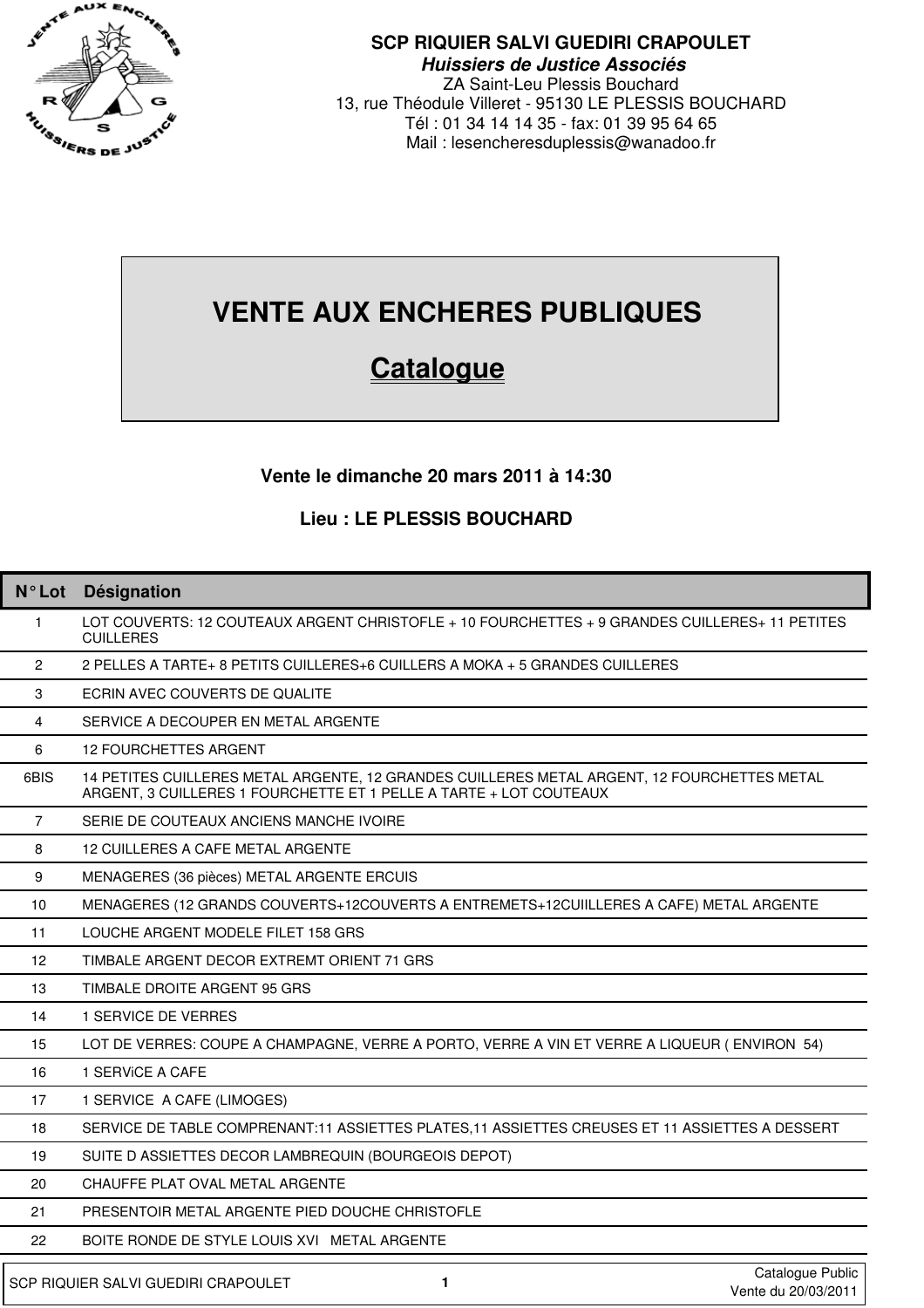**SCP RIQUIER SALVI GUEDIRI CRAPOULET**

***Huissiers de Justice Associés***

ZA Saint-Leu Plessis Bouchard
13, rue Théodule Villeret - 95130 LE PLESSIS BOUCHARD
Tél : 01 34 14 14 35 - fax: 01 39 95 64 65
Mail : lesencheresduplessis@wanadoo.fr

# VENTE AUX ENCHERES PUBLIQUES

## Catalogue

**Vente le dimanche 20 mars 2011 à 14:30**

**Lieu : LE PLESSIS BOUCHARD**

| N° Lot | Désignation |
|---|---|
| 1 | LOT COUVERTS: 12 COUTEAUX ARGENT CHRISTOFLE + 10 FOURCHETTES + 9 GRANDES CUILLERES+ 11 PETITES CUILLERES |
| 2 | 2 PELLES A TARTE+ 8 PETITS CUILLERES+6 CUILLERS A MOKA + 5 GRANDES CUILLERES |
| 3 | ECRIN AVEC COUVERTS DE QUALITE |
| 4 | SERVICE A DECOUPER EN METAL ARGENTE |
| 6 | 12 FOURCHETTES ARGENT |
| 6BIS | 14 PETITES CUILLERES METAL ARGENTE, 12 GRANDES CUILLERES METAL ARGENT, 12 FOURCHETTES METAL ARGENT, 3 CUILLERES 1 FOURCHETTE ET 1 PELLE A TARTE + LOT COUTEAUX |
| 7 | SERIE DE COUTEAUX ANCIENS MANCHE IVOIRE |
| 8 | 12 CUILLERES A CAFE METAL ARGENTE |
| 9 | MENAGERES (36 pièces) METAL ARGENTE ERCUIS |
| 10 | MENAGERES (12 GRANDS COUVERTS+12COUVERTS A ENTREMETS+12CUIILLERES A CAFE) METAL ARGENTE |
| 11 | LOUCHE ARGENT MODELE FILET 158 GRS |
| 12 | TIMBALE ARGENT DECOR EXTREMT ORIENT 71 GRS |
| 13 | TIMBALE DROITE ARGENT 95 GRS |
| 14 | 1 SERVICE DE VERRES |
| 15 | LOT DE VERRES: COUPE A CHAMPAGNE, VERRE A PORTO, VERRE A VIN ET VERRE A LIQUEUR ( ENVIRON 54) |
| 16 | 1 SERViCE A CAFE |
| 17 | 1 SERVICE A CAFE (LIMOGES) |
| 18 | SERVICE DE TABLE COMPRENANT:11 ASSIETTES PLATES,11 ASSIETTES CREUSES ET 11 ASSIETTES A DESSERT |
| 19 | SUITE D ASSIETTES DECOR LAMBREQUIN (BOURGEOIS DEPOT) |
| 20 | CHAUFFE PLAT OVAL METAL ARGENTE |
| 21 | PRESENTOIR METAL ARGENTE PIED DOUCHE CHRISTOFLE |
| 22 | BOITE RONDE DE STYLE LOUIS XVI METAL ARGENTE |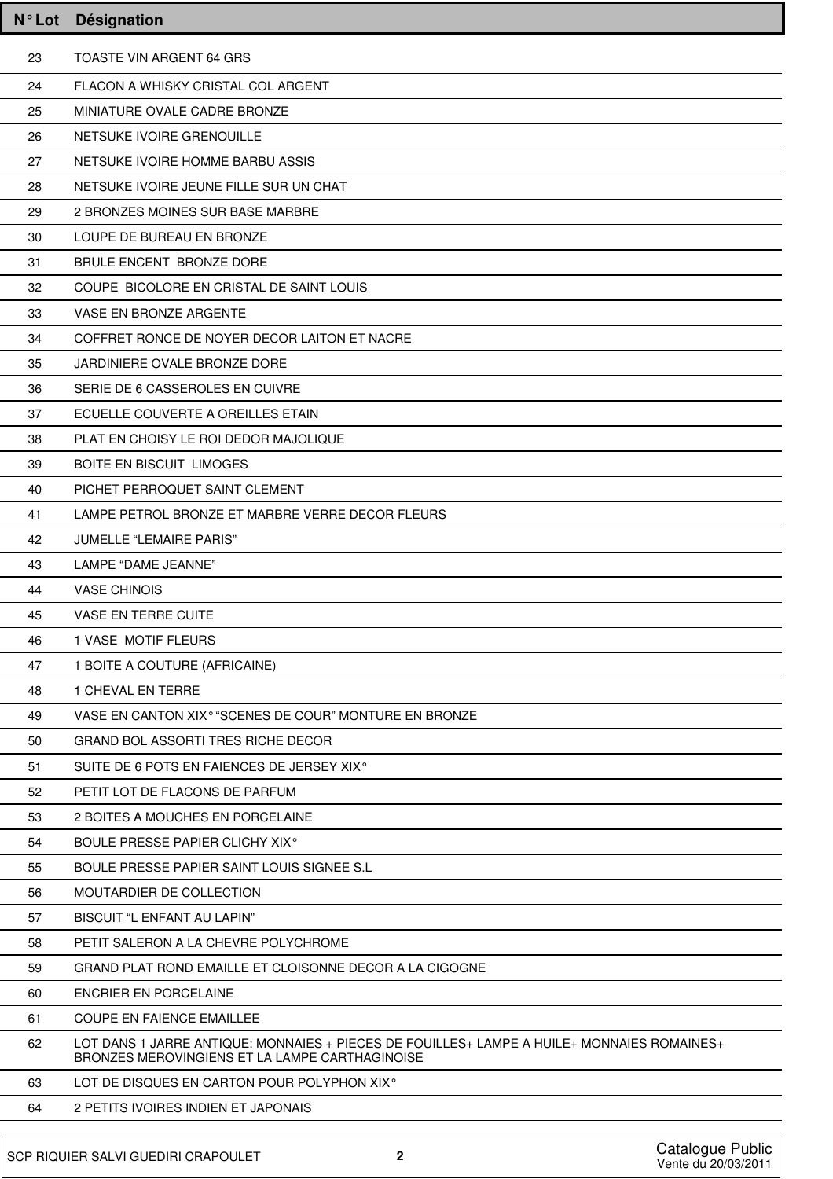| N° Lot | Désignation |
| --- | --- |
| 23 | TOASTE VIN ARGENT 64 GRS |
| 24 | FLACON A WHISKY CRISTAL COL ARGENT |
| 25 | MINIATURE OVALE CADRE BRONZE |
| 26 | NETSUKE IVOIRE GRENOUILLE |
| 27 | NETSUKE IVOIRE HOMME BARBU ASSIS |
| 28 | NETSUKE IVOIRE JEUNE FILLE SUR UN CHAT |
| 29 | 2 BRONZES MOINES SUR BASE MARBRE |
| 30 | LOUPE DE BUREAU EN BRONZE |
| 31 | BRULE ENCENT BRONZE DORE |
| 32 | COUPE BICOLORE EN CRISTAL DE SAINT LOUIS |
| 33 | VASE EN BRONZE ARGENTE |
| 34 | COFFRET RONCE DE NOYER DECOR LAITON ET NACRE |
| 35 | JARDINIERE OVALE BRONZE DORE |
| 36 | SERIE DE 6 CASSEROLES EN CUIVRE |
| 37 | ECUELLE COUVERTE A OREILLES ETAIN |
| 38 | PLAT EN CHOISY LE ROI DEDOR MAJOLIQUE |
| 39 | BOITE EN BISCUIT LIMOGES |
| 40 | PICHET PERROQUET SAINT CLEMENT |
| 41 | LAMPE PETROL BRONZE ET MARBRE VERRE DECOR FLEURS |
| 42 | JUMELLE “LEMAIRE PARIS” |
| 43 | LAMPE “DAME JEANNE” |
| 44 | VASE CHINOIS |
| 45 | VASE EN TERRE CUITE |
| 46 | 1 VASE MOTIF FLEURS |
| 47 | 1 BOITE A COUTURE (AFRICAINE) |
| 48 | 1 CHEVAL EN TERRE |
| 49 | VASE EN CANTON XIX° “SCENES DE COUR” MONTURE EN BRONZE |
| 50 | GRAND BOL ASSORTI TRES RICHE DECOR |
| 51 | SUITE DE 6 POTS EN FAIENCES DE JERSEY XIX° |
| 52 | PETIT LOT DE FLACONS DE PARFUM |
| 53 | 2 BOITES A MOUCHES EN PORCELAINE |
| 54 | BOULE PRESSE PAPIER CLICHY XIX° |
| 55 | BOULE PRESSE PAPIER SAINT LOUIS SIGNEE S.L |
| 56 | MOUTARDIER DE COLLECTION |
| 57 | BISCUIT “L ENFANT AU LAPIN” |
| 58 | PETIT SALERON A LA CHEVRE POLYCHROME |
| 59 | GRAND PLAT ROND EMAILLE ET CLOISONNE DECOR A LA CIGOGNE |
| 60 | ENCRIER EN PORCELAINE |
| 61 | COUPE EN FAIENCE EMAILLEE |
| 62 | LOT DANS 1 JARRE ANTIQUE: MONNAIES + PIECES DE FOUILLES+ LAMPE A HUILE+ MONNAIES ROMAINES+ BRONZES MEROVINGIENS ET LA LAMPE CARTHAGINOISE |
| 63 | LOT DE DISQUES EN CARTON POUR POLYPHON XIX° |
| 64 | 2 PETITS IVOIRES INDIEN ET JAPONAIS |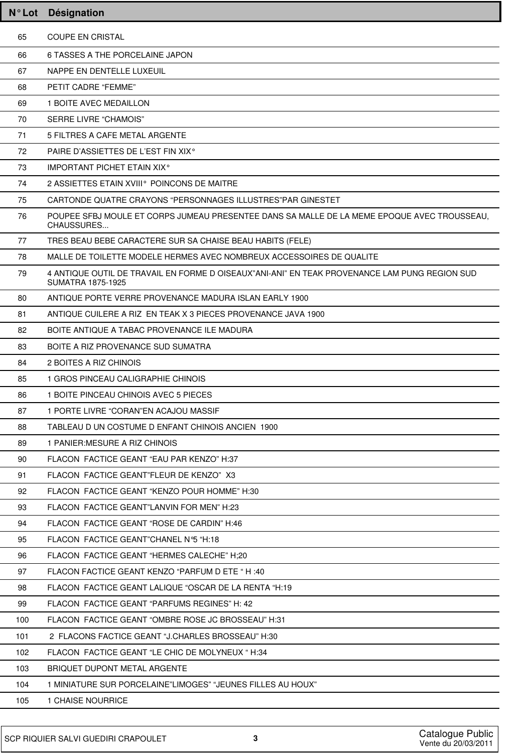| N° Lot | Désignation |
|---|---|
| 65 | COUPE EN CRISTAL |
| 66 | 6 TASSES A THE PORCELAINE JAPON |
| 67 | NAPPE EN DENTELLE LUXEUIL |
| 68 | PETIT CADRE “FEMME” |
| 69 | 1 BOITE AVEC MEDAILLON |
| 70 | SERRE LIVRE “CHAMOIS” |
| 71 | 5 FILTRES A CAFE METAL ARGENTE |
| 72 | PAIRE D’ASSIETTES DE L’EST FIN XIX° |
| 73 | IMPORTANT PICHET ETAIN XIX° |
| 74 | 2 ASSIETTES ETAIN XVIII° POINCONS DE MAITRE |
| 75 | CARTONDE QUATRE CRAYONS “PERSONNAGES ILLUSTRES”PAR GINESTET |
| 76 | POUPEE SFBJ MOULE ET CORPS JUMEAU PRESENTEE DANS SA MALLE DE LA MEME EPOQUE AVEC TROUSSEAU, CHAUSSURES... |
| 77 | TRES BEAU BEBE CARACTERE SUR SA CHAISE BEAU HABITS (FELE) |
| 78 | MALLE DE TOILETTE MODELE HERMES AVEC NOMBREUX ACCESSOIRES DE QUALITE |
| 79 | 4 ANTIQUE OUTIL DE TRAVAIL EN FORME D OISEAUX”ANI-ANI” EN TEAK PROVENANCE LAM PUNG REGION SUD SUMATRA 1875-1925 |
| 80 | ANTIQUE PORTE VERRE PROVENANCE MADURA ISLAN EARLY 1900 |
| 81 | ANTIQUE CUILERE A RIZ EN TEAK X 3 PIECES PROVENANCE JAVA 1900 |
| 82 | BOITE ANTIQUE A TABAC PROVENANCE ILE MADURA |
| 83 | BOITE A RIZ PROVENANCE SUD SUMATRA |
| 84 | 2 BOITES A RIZ CHINOIS |
| 85 | 1 GROS PINCEAU CALIGRAPHIE CHINOIS |
| 86 | 1 BOITE PINCEAU CHINOIS AVEC 5 PIECES |
| 87 | 1 PORTE LIVRE “CORAN”EN ACAJOU MASSIF |
| 88 | TABLEAU D UN COSTUME D ENFANT CHINOIS ANCIEN 1900 |
| 89 | 1 PANIER:MESURE A RIZ CHINOIS |
| 90 | FLACON FACTICE GEANT “EAU PAR KENZO” H:37 |
| 91 | FLACON FACTICE GEANT”FLEUR DE KENZO” X3 |
| 92 | FLACON FACTICE GEANT “KENZO POUR HOMME” H:30 |
| 93 | FLACON FACTICE GEANT”LANVIN FOR MEN” H:23 |
| 94 | FLACON FACTICE GEANT “ROSE DE CARDIN” H:46 |
| 95 | FLACON FACTICE GEANT”CHANEL N°5 “H:18 |
| 96 | FLACON FACTICE GEANT “HERMES CALECHE” H;20 |
| 97 | FLACON FACTICE GEANT KENZO “PARFUM D ETE “ H :40 |
| 98 | FLACON FACTICE GEANT LALIQUE “OSCAR DE LA RENTA “H:19 |
| 99 | FLACON FACTICE GEANT “PARFUMS REGINES” H: 42 |
| 100 | FLACON FACTICE GEANT “OMBRE ROSE JC BROSSEAU” H:31 |
| 101 | 2 FLACONS FACTICE GEANT “J.CHARLES BROSSEAU” H:30 |
| 102 | FLACON FACTICE GEANT “LE CHIC DE MOLYNEUX “ H:34 |
| 103 | BRIQUET DUPONT METAL ARGENTE |
| 104 | 1 MINIATURE SUR PORCELAINE”LIMOGES” “JEUNES FILLES AU HOUX” |
| 105 | 1 CHAISE NOURRICE |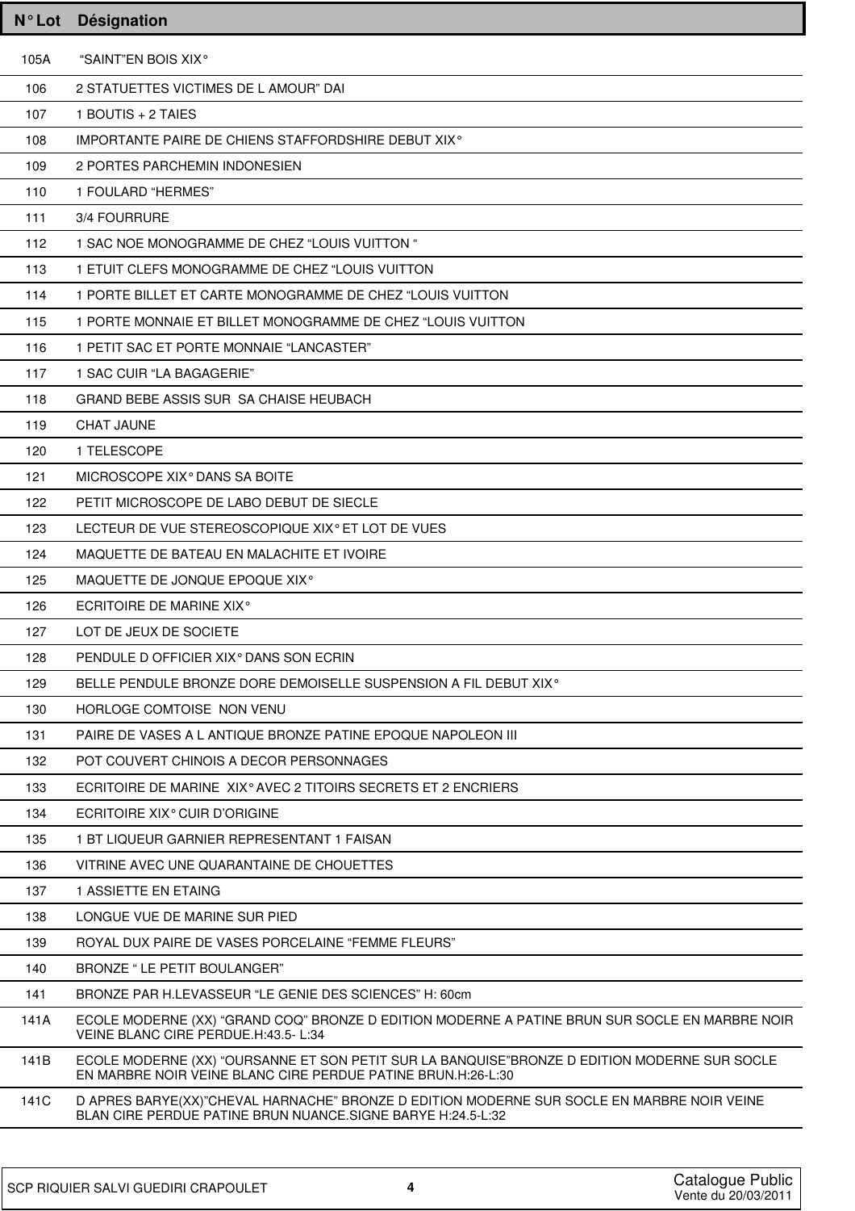| N° Lot | Désignation |
|---|---|
| 105A | "SAINT"EN BOIS XIX° |
| 106 | 2 STATUETTES VICTIMES DE L AMOUR" DAI |
| 107 | 1 BOUTIS + 2 TAIES |
| 108 | IMPORTANTE PAIRE DE CHIENS STAFFORDSHIRE DEBUT XIX° |
| 109 | 2 PORTES PARCHEMIN INDONESIEN |
| 110 | 1 FOULARD "HERMES" |
| 111 | 3/4 FOURRURE |
| 112 | 1 SAC NOE MONOGRAMME DE CHEZ "LOUIS VUITTON " |
| 113 | 1 ETUIT CLEFS MONOGRAMME DE CHEZ "LOUIS VUITTON |
| 114 | 1 PORTE BILLET ET CARTE MONOGRAMME DE CHEZ "LOUIS VUITTON |
| 115 | 1 PORTE MONNAIE ET BILLET MONOGRAMME DE CHEZ "LOUIS VUITTON |
| 116 | 1 PETIT SAC ET PORTE MONNAIE "LANCASTER" |
| 117 | 1 SAC CUIR "LA BAGAGERIE" |
| 118 | GRAND BEBE ASSIS SUR SA CHAISE HEUBACH |
| 119 | CHAT JAUNE |
| 120 | 1 TELESCOPE |
| 121 | MICROSCOPE XIX° DANS SA BOITE |
| 122 | PETIT MICROSCOPE DE LABO DEBUT DE SIECLE |
| 123 | LECTEUR DE VUE STEREOSCOPIQUE XIX° ET LOT DE VUES |
| 124 | MAQUETTE DE BATEAU EN MALACHITE ET IVOIRE |
| 125 | MAQUETTE DE JONQUE EPOQUE XIX° |
| 126 | ECRITOIRE DE MARINE XIX° |
| 127 | LOT DE JEUX DE SOCIETE |
| 128 | PENDULE D OFFICIER XIX° DANS SON ECRIN |
| 129 | BELLE PENDULE BRONZE DORE DEMOISELLE SUSPENSION A FIL DEBUT XIX° |
| 130 | HORLOGE COMTOISE NON VENU |
| 131 | PAIRE DE VASES A L ANTIQUE BRONZE PATINE EPOQUE NAPOLEON III |
| 132 | POT COUVERT CHINOIS A DECOR PERSONNAGES |
| 133 | ECRITOIRE DE MARINE XIX° AVEC 2 TITOIRS SECRETS ET 2 ENCRIERS |
| 134 | ECRITOIRE XIX° CUIR D'ORIGINE |
| 135 | 1 BT LIQUEUR GARNIER REPRESENTANT 1 FAISAN |
| 136 | VITRINE AVEC UNE QUARANTAINE DE CHOUETTES |
| 137 | 1 ASSIETTE EN ETAING |
| 138 | LONGUE VUE DE MARINE SUR PIED |
| 139 | ROYAL DUX PAIRE DE VASES PORCELAINE "FEMME FLEURS" |
| 140 | BRONZE " LE PETIT BOULANGER" |
| 141 | BRONZE PAR H.LEVASSEUR "LE GENIE DES SCIENCES" H: 60cm |
| 141A | ECOLE MODERNE (XX) "GRAND COQ" BRONZE D EDITION MODERNE A PATINE BRUN SUR SOCLE EN MARBRE NOIR VEINE BLANC CIRE PERDUE.H:43.5- L:34 |
| 141B | ECOLE MODERNE (XX) "OURSANNE ET SON PETIT SUR LA BANQUISE"BRONZE D EDITION MODERNE SUR SOCLE EN MARBRE NOIR VEINE BLANC CIRE PERDUE PATINE BRUN.H:26-L:30 |
| 141C | D APRES BARYE(XX)"CHEVAL HARNACHE" BRONZE D EDITION MODERNE SUR SOCLE EN MARBRE NOIR VEINE BLAN CIRE PERDUE PATINE BRUN NUANCE.SIGNE BARYE H:24.5-L:32 |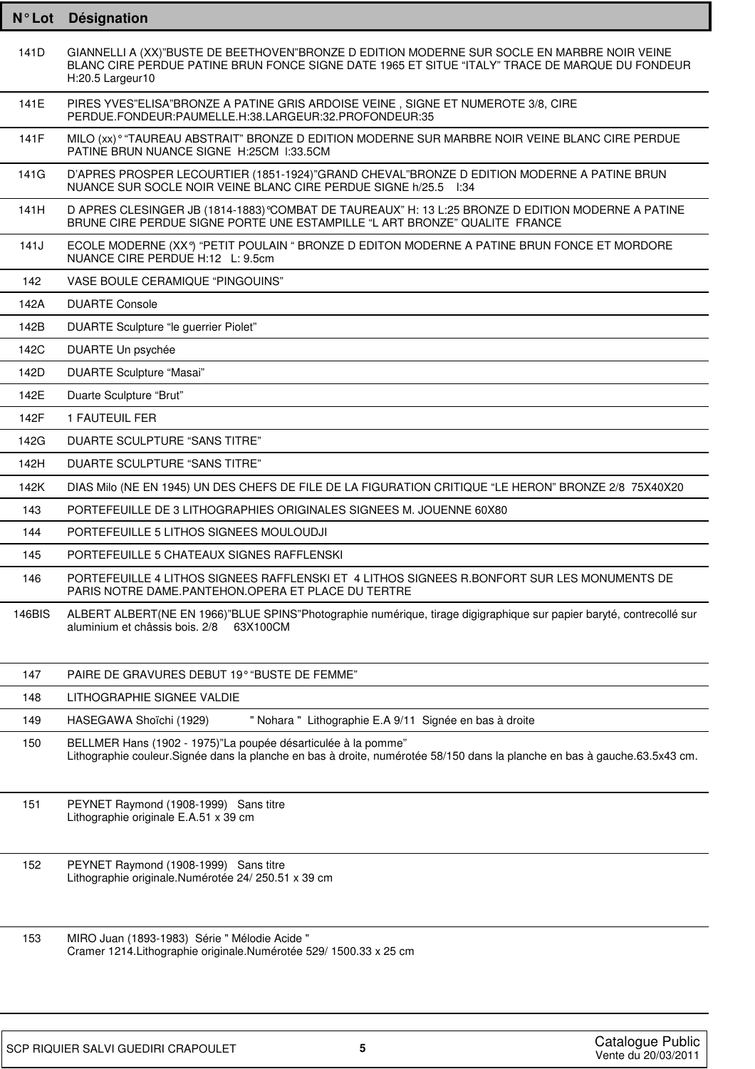| N° Lot | Désignation |
|---|---|
| 141D | GIANNELLI A (XX)"BUSTE DE BEETHOVEN"BRONZE D EDITION MODERNE SUR SOCLE EN MARBRE NOIR VEINE BLANC CIRE PERDUE PATINE BRUN FONCE SIGNE DATE 1965 ET SITUE "ITALY" TRACE DE MARQUE DU FONDEUR H:20.5 Largeur10 |
| 141E | PIRES YVES"ELISA"BRONZE A PATINE GRIS ARDOISE VEINE , SIGNE ET NUMEROTE 3/8, CIRE PERDUE.FONDEUR:PAUMELLE.H:38.LARGEUR:32.PROFONDEUR:35 |
| 141F | MILO (xx)° "TAUREAU ABSTRAIT" BRONZE D EDITION MODERNE SUR MARBRE NOIR VEINE BLANC CIRE PERDUE PATINE BRUN NUANCE SIGNE H:25CM l:33.5CM |
| 141G | D'APRES PROSPER LECOURTIER (1851-1924)"GRAND CHEVAL"BRONZE D EDITION MODERNE A PATINE BRUN NUANCE SUR SOCLE NOIR VEINE BLANC CIRE PERDUE SIGNE h/25.5 l:34 |
| 141H | D APRES CLESINGER JB (1814-1883)°COMBAT DE TAUREAUX" H: 13 L:25 BRONZE D EDITION MODERNE A PATINE BRUNE CIRE PERDUE SIGNE PORTE UNE ESTAMPILLE "L ART BRONZE" QUALITE FRANCE |
| 141J | ECOLE MODERNE (XX°) "PETIT POULAIN " BRONZE D EDITON MODERNE A PATINE BRUN FONCE ET MORDORE NUANCE CIRE PERDUE H:12 L: 9.5cm |
| 142 | VASE BOULE CERAMIQUE "PINGOUINS" |
| 142A | DUARTE Console |
| 142B | DUARTE Sculpture "le guerrier Piolet" |
| 142C | DUARTE Un psychée |
| 142D | DUARTE Sculpture "Masai" |
| 142E | Duarte Sculpture "Brut" |
| 142F | 1 FAUTEUIL FER |
| 142G | DUARTE SCULPTURE "SANS TITRE" |
| 142H | DUARTE SCULPTURE "SANS TITRE" |
| 142K | DIAS Milo (NE EN 1945) UN DES CHEFS DE FILE DE LA FIGURATION CRITIQUE "LE HERON" BRONZE 2/8 75X40X20 |
| 143 | PORTEFEUILLE DE 3 LITHOGRAPHIES ORIGINALES SIGNEES M. JOUENNE 60X80 |
| 144 | PORTEFEUILLE 5 LITHOS SIGNEES MOULOUDJI |
| 145 | PORTEFEUILLE 5 CHATEAUX SIGNES RAFFLENSKI |
| 146 | PORTEFEUILLE 4 LITHOS SIGNEES RAFFLENSKI ET 4 LITHOS SIGNEES R.BONFORT SUR LES MONUMENTS DE PARIS NOTRE DAME.PANTEHON.OPERA ET PLACE DU TERTRE |
| 146BIS | ALBERT ALBERT(NE EN 1966)"BLUE SPINS"Photographie numérique, tirage digigraphique sur papier baryté, contrecollé sur aluminium et châssis bois. 2/8 63X100CM |
| 147 | PAIRE DE GRAVURES DEBUT 19° "BUSTE DE FEMME" |
| 148 | LITHOGRAPHIE SIGNEE VALDIE |
| 149 | HASEGAWA Shoïchi (1929) " Nohara " Lithographie E.A 9/11 Signée en bas à droite |
| 150 | BELLMER Hans (1902 - 1975)"La poupée désarticulée à la pomme"<br>Lithographie couleur.Signée dans la planche en bas à droite, numérotée 58/150 dans la planche en bas à gauche.63.5x43 cm. |
| 151 | PEYNET Raymond (1908-1999) Sans titre<br>Lithographie originale E.A.51 x 39 cm |
| 152 | PEYNET Raymond (1908-1999) Sans titre<br>Lithographie originale.Numérotée 24/ 250.51 x 39 cm |
| 153 | MIRO Juan (1893-1983) Série " Mélodie Acide "<br>Cramer 1214.Lithographie originale.Numérotée 529/ 1500.33 x 25 cm |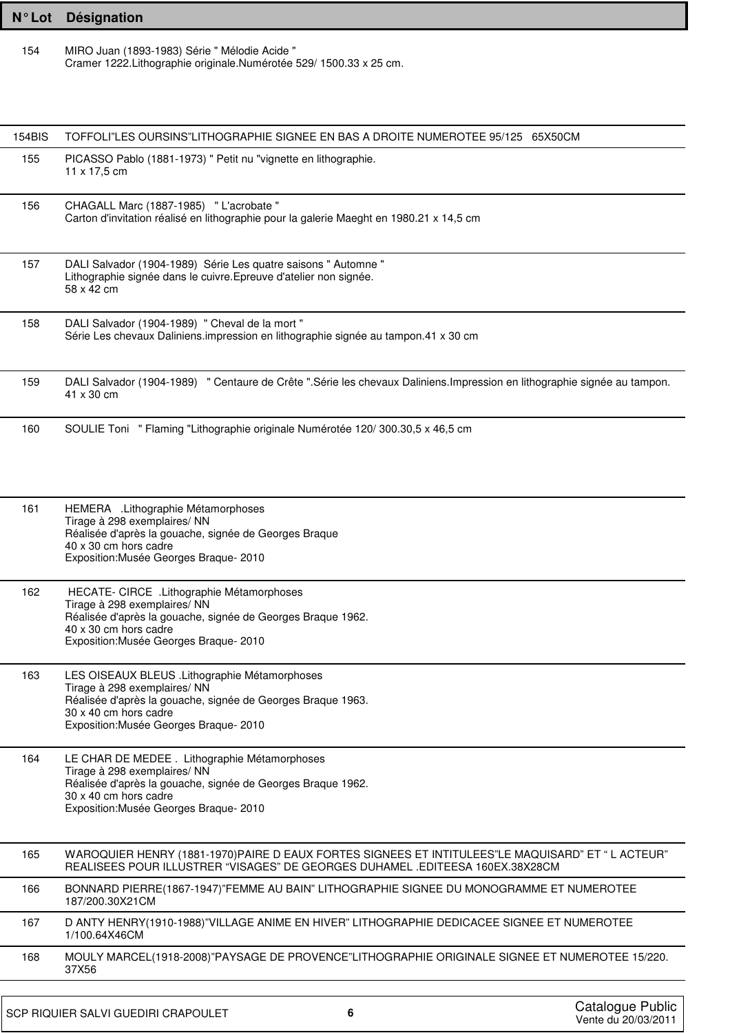| N° Lot | Désignation |
|---|---|
| 154 | MIRO Juan (1893-1983) Série " Mélodie Acide "<br>Cramer 1222.Lithographie originale.Numérotée 529/ 1500.33 x 25 cm. |
| 154BIS | TOFFOLI"LES OURSINS"LITHOGRAPHIE SIGNEE EN BAS A DROITE NUMEROTEE 95/125 65X50CM |
| 155 | PICASSO Pablo (1881-1973) " Petit nu "vignette en lithographie.<br>11 x 17,5 cm |
| 156 | CHAGALL Marc (1887-1985) " L'acrobate "<br>Carton d'invitation réalisé en lithographie pour la galerie Maeght en 1980.21 x 14,5 cm |
| 157 | DALI Salvador (1904-1989) Série Les quatre saisons " Automne "<br>Lithographie signée dans le cuivre.Epreuve d'atelier non signée.<br>58 x 42 cm |
| 158 | DALI Salvador (1904-1989) " Cheval de la mort "<br>Série Les chevaux Daliniens.impression en lithographie signée au tampon.41 x 30 cm |
| 159 | DALI Salvador (1904-1989) " Centaure de Crête ".Série les chevaux Daliniens.Impression en lithographie signée au tampon.<br>41 x 30 cm |
| 160 | SOULIE Toni " Flaming "Lithographie originale Numérotée 120/ 300.30,5 x 46,5 cm |
| 161 | HEMERA .Lithographie Métamorphoses<br>Tirage à 298 exemplaires/ NN<br>Réalisée d'après la gouache, signée de Georges Braque<br>40 x 30 cm hors cadre<br>Exposition:Musée Georges Braque- 2010 |
| 162 | HECATE- CIRCE .Lithographie Métamorphoses<br>Tirage à 298 exemplaires/ NN<br>Réalisée d'après la gouache, signée de Georges Braque 1962.<br>40 x 30 cm hors cadre<br>Exposition:Musée Georges Braque- 2010 |
| 163 | LES OISEAUX BLEUS .Lithographie Métamorphoses<br>Tirage à 298 exemplaires/ NN<br>Réalisée d'après la gouache, signée de Georges Braque 1963.<br>30 x 40 cm hors cadre<br>Exposition:Musée Georges Braque- 2010 |
| 164 | LE CHAR DE MEDEE . Lithographie Métamorphoses<br>Tirage à 298 exemplaires/ NN<br>Réalisée d'après la gouache, signée de Georges Braque 1962.<br>30 x 40 cm hors cadre<br>Exposition:Musée Georges Braque- 2010 |
| 165 | WAROQUIER HENRY (1881-1970)PAIRE D EAUX FORTES SIGNEES ET INTITULEES"LE MAQUISARD" ET " L ACTEUR" REALISEES POUR ILLUSTRER "VISAGES" DE GEORGES DUHAMEL .EDITEESA 160EX.38X28CM |
| 166 | BONNARD PIERRE(1867-1947)"FEMME AU BAIN" LITHOGRAPHIE SIGNEE DU MONOGRAMME ET NUMEROTEE 187/200.30X21CM |
| 167 | D ANTY HENRY(1910-1988)"VILLAGE ANIME EN HIVER" LITHOGRAPHIE DEDICACEE SIGNEE ET NUMEROTEE 1/100.64X46CM |
| 168 | MOULY MARCEL(1918-2008)"PAYSAGE DE PROVENCE"LITHOGRAPHIE ORIGINALE SIGNEE ET NUMEROTEE 15/220. 37X56 |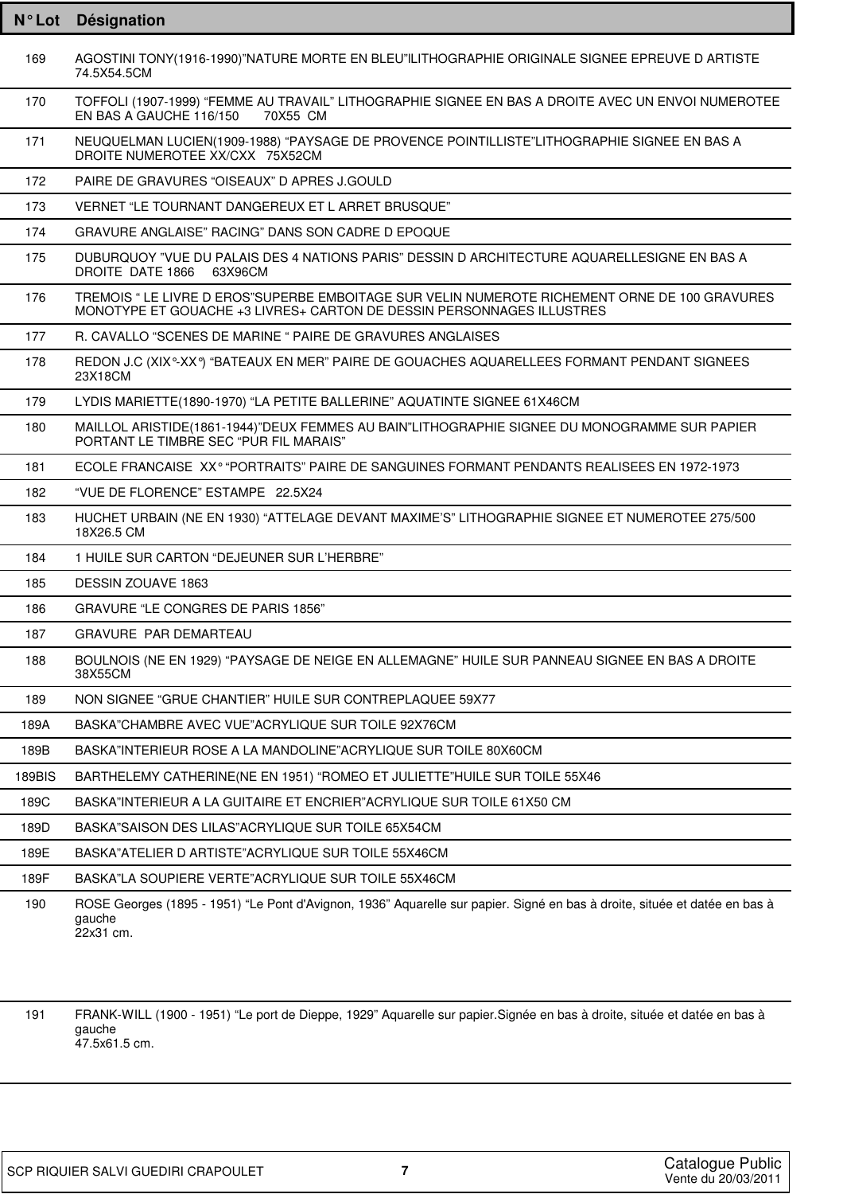| N° Lot | Désignation |
|---|---|
| 169 | AGOSTINI TONY(1916-1990)"NATURE MORTE EN BLEU"LITHOGRAPHIE ORIGINALE SIGNEE EPREUVE D ARTISTE 74.5X54.5CM |
| 170 | TOFFOLI (1907-1999) "FEMME AU TRAVAIL" LITHOGRAPHIE SIGNEE EN BAS A DROITE AVEC UN ENVOI NUMEROTEE EN BAS A GAUCHE 116/150 70X55 CM |
| 171 | NEUQUELMAN LUCIEN(1909-1988) "PAYSAGE DE PROVENCE POINTILLISTE"LITHOGRAPHIE SIGNEE EN BAS A DROITE NUMEROTEE XX/CXX 75X52CM |
| 172 | PAIRE DE GRAVURES "OISEAUX" D APRES J.GOULD |
| 173 | VERNET "LE TOURNANT DANGEREUX ET L ARRET BRUSQUE" |
| 174 | GRAVURE ANGLAISE" RACING" DANS SON CADRE D EPOQUE |
| 175 | DUBURQUOY "VUE DU PALAIS DES 4 NATIONS PARIS" DESSIN D ARCHITECTURE AQUARELLESIGNE EN BAS A DROITE DATE 1866 63X96CM |
| 176 | TREMOIS " LE LIVRE D EROS"SUPERBE EMBOITAGE SUR VELIN NUMEROTE RICHEMENT ORNE DE 100 GRAVURES MONOTYPE ET GOUACHE +3 LIVRES+ CARTON DE DESSIN PERSONNAGES ILLUSTRES |
| 177 | R. CAVALLO "SCENES DE MARINE " PAIRE DE GRAVURES ANGLAISES |
| 178 | REDON J.C (XIX°-XX°) "BATEAUX EN MER" PAIRE DE GOUACHES AQUARELLEES FORMANT PENDANT SIGNEES 23X18CM |
| 179 | LYDIS MARIETTE(1890-1970) "LA PETITE BALLERINE" AQUATINTE SIGNEE 61X46CM |
| 180 | MAILLOL ARISTIDE(1861-1944)"DEUX FEMMES AU BAIN"LITHOGRAPHIE SIGNEE DU MONOGRAMME SUR PAPIER PORTANT LE TIMBRE SEC "PUR FIL MARAIS" |
| 181 | ECOLE FRANCAISE XX° "PORTRAITS" PAIRE DE SANGUINES FORMANT PENDANTS REALISEES EN 1972-1973 |
| 182 | "VUE DE FLORENCE" ESTAMPE 22.5X24 |
| 183 | HUCHET URBAIN (NE EN 1930) "ATTELAGE DEVANT MAXIME'S" LITHOGRAPHIE SIGNEE ET NUMEROTEE 275/500 18X26.5 CM |
| 184 | 1 HUILE SUR CARTON "DEJEUNER SUR L'HERBRE" |
| 185 | DESSIN ZOUAVE 1863 |
| 186 | GRAVURE "LE CONGRES DE PARIS 1856" |
| 187 | GRAVURE PAR DEMARTEAU |
| 188 | BOULNOIS (NE EN 1929) "PAYSAGE DE NEIGE EN ALLEMAGNE" HUILE SUR PANNEAU SIGNEE EN BAS A DROITE 38X55CM |
| 189 | NON SIGNEE "GRUE CHANTIER" HUILE SUR CONTREPLAQUEE 59X77 |
| 189A | BASKA"CHAMBRE AVEC VUE"ACRYLIQUE SUR TOILE 92X76CM |
| 189B | BASKA"INTERIEUR ROSE A LA MANDOLINE"ACRYLIQUE SUR TOILE 80X60CM |
| 189BIS | BARTHELEMY CATHERINE(NE EN 1951) "ROMEO ET JULIETTE"HUILE SUR TOILE 55X46 |
| 189C | BASKA"INTERIEUR A LA GUITAIRE ET ENCRIER"ACRYLIQUE SUR TOILE 61X50 CM |
| 189D | BASKA"SAISON DES LILAS"ACRYLIQUE SUR TOILE 65X54CM |
| 189E | BASKA"ATELIER D ARTISTE"ACRYLIQUE SUR TOILE 55X46CM |
| 189F | BASKA"LA SOUPIERE VERTE"ACRYLIQUE SUR TOILE 55X46CM |
| 190 | ROSE Georges (1895 - 1951) "Le Pont d'Avignon, 1936" Aquarelle sur papier. Signé en bas à droite, située et datée en bas à gauche 22x31 cm. |
| 191 | FRANK-WILL (1900 - 1951) "Le port de Dieppe, 1929" Aquarelle sur papier.Signée en bas à droite, située et datée en bas à gauche 47.5x61.5 cm. |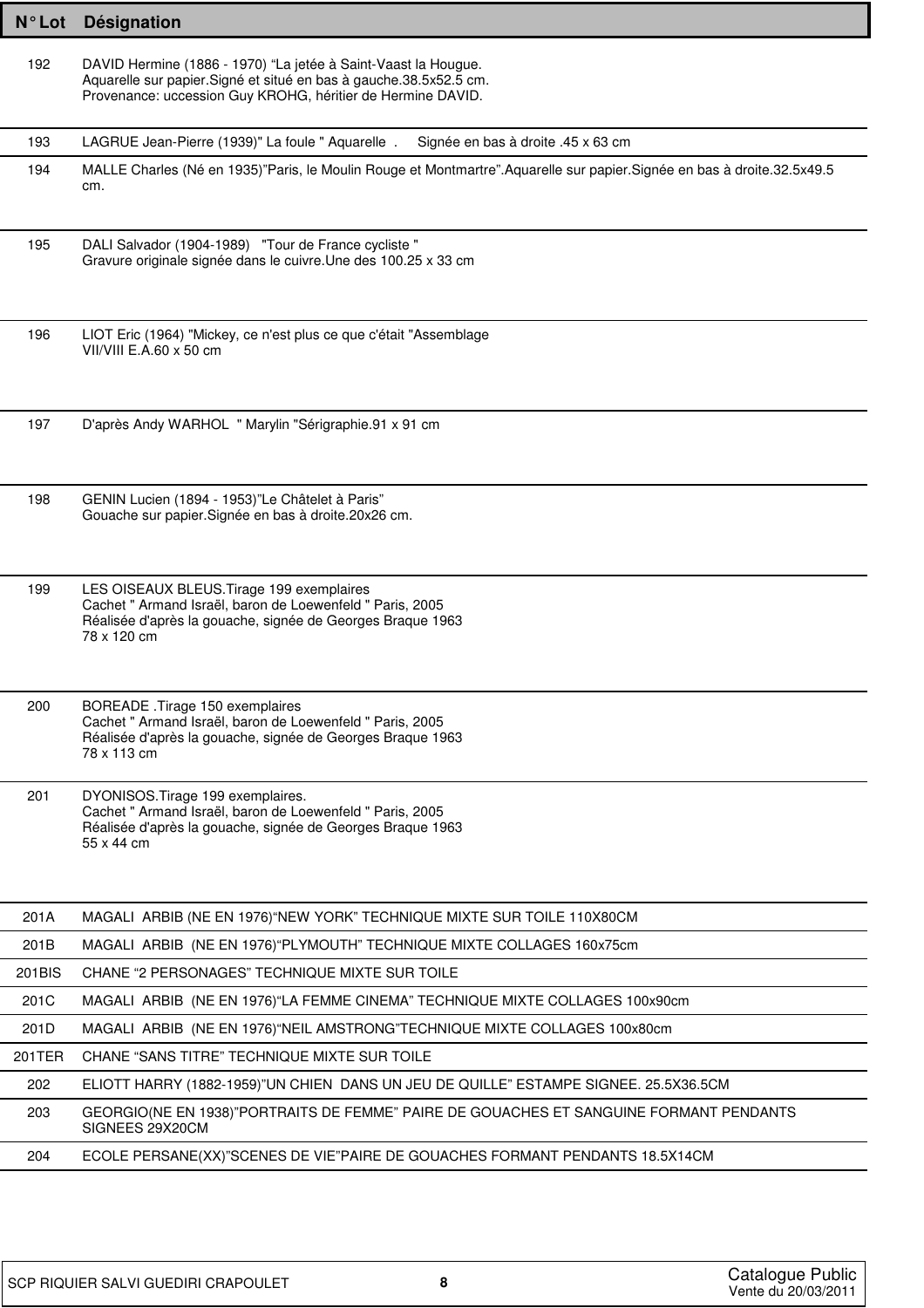| N° Lot | Désignation |
|---|---|
| 192 | DAVID Hermine (1886 - 1970) “La jetée à Saint-Vaast la Hougue. Aquarelle sur papier.Signé et situé en bas à gauche.38.5x52.5 cm. Provenance: uccession Guy KROHG, héritier de Hermine DAVID. |
| 193 | LAGRUE Jean-Pierre (1939)" La foule " Aquarelle . Signée en bas à droite .45 x 63 cm |
| 194 | MALLE Charles (Né en 1935)”Paris, le Moulin Rouge et Montmartre”.Aquarelle sur papier.Signée en bas à droite.32.5x49.5 cm. |
| 195 | DALI Salvador (1904-1989) "Tour de France cycliste " Gravure originale signée dans le cuivre.Une des 100.25 x 33 cm |
| 196 | LIOT Eric (1964) "Mickey, ce n'est plus ce que c'était "Assemblage VII/VIII E.A.60 x 50 cm |
| 197 | D'après Andy WARHOL " Marylin "Sérigraphie.91 x 91 cm |
| 198 | GENIN Lucien (1894 - 1953)”Le Châtelet à Paris” Gouache sur papier.Signée en bas à droite.20x26 cm. |
| 199 | LES OISEAUX BLEUS.Tirage 199 exemplaires Cachet " Armand Israël, baron de Loewenfeld " Paris, 2005 Réalisée d'après la gouache, signée de Georges Braque 1963 78 x 120 cm |
| 200 | BOREADE .Tirage 150 exemplaires Cachet " Armand Israël, baron de Loewenfeld " Paris, 2005 Réalisée d'après la gouache, signée de Georges Braque 1963 78 x 113 cm |
| 201 | DYONISOS.Tirage 199 exemplaires. Cachet " Armand Israël, baron de Loewenfeld " Paris, 2005 Réalisée d'après la gouache, signée de Georges Braque 1963 55 x 44 cm |
| 201A | MAGALI ARBIB (NE EN 1976)“NEW YORK” TECHNIQUE MIXTE SUR TOILE 110X80CM |
| 201B | MAGALI ARBIB (NE EN 1976)“PLYMOUTH” TECHNIQUE MIXTE COLLAGES 160x75cm |
| 201BIS | CHANE “2 PERSONAGES” TECHNIQUE MIXTE SUR TOILE |
| 201C | MAGALI ARBIB (NE EN 1976)“LA FEMME CINEMA” TECHNIQUE MIXTE COLLAGES 100x90cm |
| 201D | MAGALI ARBIB (NE EN 1976)“NEIL AMSTRONG”TECHNIQUE MIXTE COLLAGES 100x80cm |
| 201TER | CHANE “SANS TITRE” TECHNIQUE MIXTE SUR TOILE |
| 202 | ELIOTT HARRY (1882-1959)”UN CHIEN DANS UN JEU DE QUILLE” ESTAMPE SIGNEE. 25.5X36.5CM |
| 203 | GEORGIO(NE EN 1938)”PORTRAITS DE FEMME” PAIRE DE GOUACHES ET SANGUINE FORMANT PENDANTS SIGNEES 29X20CM |
| 204 | ECOLE PERSANE(XX)”SCENES DE VIE”PAIRE DE GOUACHES FORMANT PENDANTS 18.5X14CM |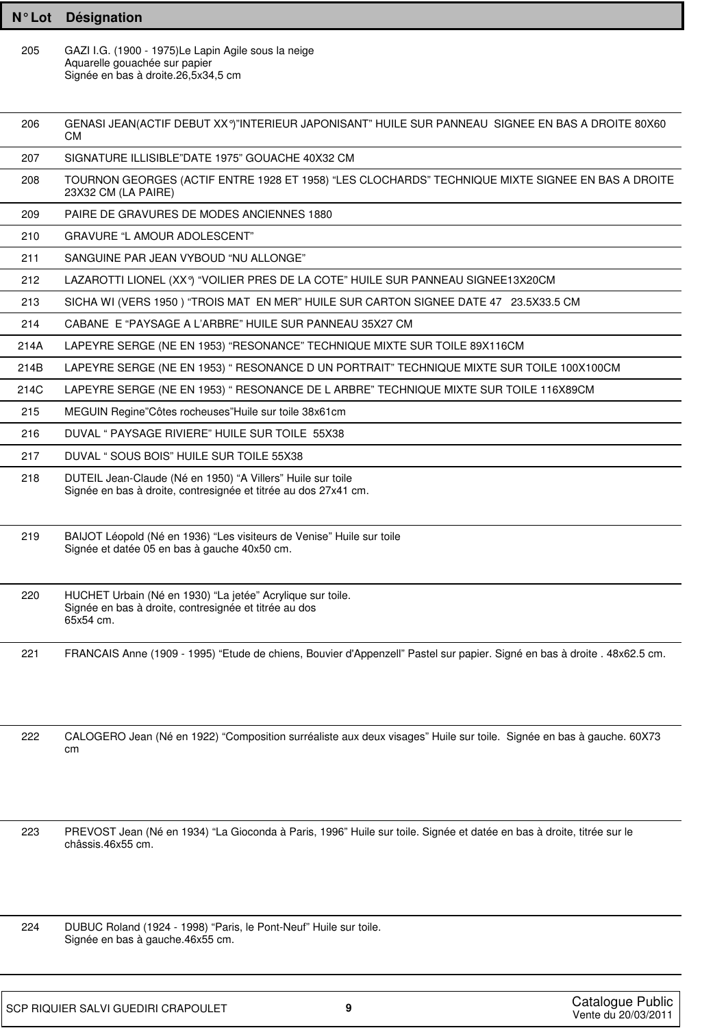| N° Lot | Désignation |
|---|---|
| 205 | GAZI I.G. (1900 - 1975)Le Lapin Agile sous la neige<br>Aquarelle gouachée sur papier<br>Signée en bas à droite.26,5x34,5 cm |
| 206 | GENASI JEAN(ACTIF DEBUT XX°)"INTERIEUR JAPONISANT" HUILE SUR PANNEAU SIGNEE EN BAS A DROITE 80X60 CM |
| 207 | SIGNATURE ILLISIBLE"DATE 1975" GOUACHE 40X32 CM |
| 208 | TOURNON GEORGES (ACTIF ENTRE 1928 ET 1958) "LES CLOCHARDS" TECHNIQUE MIXTE SIGNEE EN BAS A DROITE 23X32 CM (LA PAIRE) |
| 209 | PAIRE DE GRAVURES DE MODES ANCIENNES 1880 |
| 210 | GRAVURE "L AMOUR ADOLESCENT" |
| 211 | SANGUINE PAR JEAN VYBOUD "NU ALLONGE" |
| 212 | LAZAROTTI LIONEL (XX°) "VOILIER PRES DE LA COTE" HUILE SUR PANNEAU SIGNEE13X20CM |
| 213 | SICHA WI (VERS 1950 ) "TROIS MAT EN MER" HUILE SUR CARTON SIGNEE DATE 47 23.5X33.5 CM |
| 214 | CABANE E "PAYSAGE A L'ARBRE" HUILE SUR PANNEAU 35X27 CM |
| 214A | LAPEYRE SERGE (NE EN 1953) "RESONANCE" TECHNIQUE MIXTE SUR TOILE 89X116CM |
| 214B | LAPEYRE SERGE (NE EN 1953) " RESONANCE D UN PORTRAIT" TECHNIQUE MIXTE SUR TOILE 100X100CM |
| 214C | LAPEYRE SERGE (NE EN 1953) " RESONANCE DE L ARBRE" TECHNIQUE MIXTE SUR TOILE 116X89CM |
| 215 | MEGUIN Regine"Côtes rocheuses"Huile sur toile 38x61cm |
| 216 | DUVAL " PAYSAGE RIVIERE" HUILE SUR TOILE 55X38 |
| 217 | DUVAL " SOUS BOIS" HUILE SUR TOILE 55X38 |
| 218 | DUTEIL Jean-Claude (Né en 1950) "A Villers" Huile sur toile<br>Signée en bas à droite, contresignée et titrée au dos 27x41 cm. |
| 219 | BAIJOT Léopold (Né en 1936) "Les visiteurs de Venise" Huile sur toile<br>Signée et datée 05 en bas à gauche 40x50 cm. |
| 220 | HUCHET Urbain (Né en 1930) "La jetée" Acrylique sur toile.<br>Signée en bas à droite, contresignée et titrée au dos<br>65x54 cm. |
| 221 | FRANCAIS Anne (1909 - 1995) "Etude de chiens, Bouvier d'Appenzell" Pastel sur papier. Signé en bas à droite . 48x62.5 cm. |
| 222 | CALOGERO Jean (Né en 1922) "Composition surréaliste aux deux visages" Huile sur toile. Signée en bas à gauche. 60X73 cm |
| 223 | PREVOST Jean (Né en 1934) "La Gioconda à Paris, 1996" Huile sur toile. Signée et datée en bas à droite, titrée sur le châssis.46x55 cm. |
| 224 | DUBUC Roland (1924 - 1998) "Paris, le Pont-Neuf" Huile sur toile.<br>Signée en bas à gauche.46x55 cm. |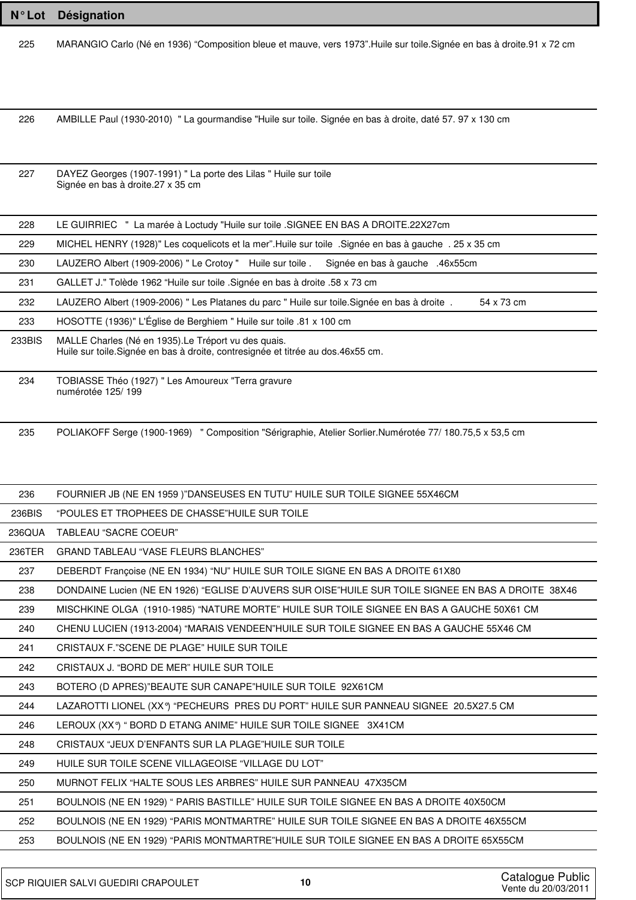| N° Lot | Désignation |
|---|---|
| 225 | MARANGIO Carlo (Né en 1936) “Composition bleue et mauve, vers 1973”.Huile sur toile.Signée en bas à droite.91 x 72 cm |
| 226 | AMBILLE Paul (1930-2010) " La gourmandise "Huile sur toile. Signée en bas à droite, daté 57. 97 x 130 cm |
| 227 | DAYEZ Georges (1907-1991) " La porte des Lilas " Huile sur toile<br>Signée en bas à droite.27 x 35 cm |
| 228 | LE GUIRRIEC " La marée à Loctudy "Huile sur toile .SIGNEE EN BAS A DROITE.22X27cm |
| 229 | MICHEL HENRY (1928)" Les coquelicots et la mer”.Huile sur toile .Signée en bas à gauche . 25 x 35 cm |
| 230 | LAUZERO Albert (1909-2006) " Le Crotoy " Huile sur toile . Signée en bas à gauche .46x55cm |
| 231 | GALLET J." Tolède 1962 “Huile sur toile .Signée en bas à droite .58 x 73 cm |
| 232 | LAUZERO Albert (1909-2006) " Les Platanes du parc " Huile sur toile.Signée en bas à droite . 54 x 73 cm |
| 233 | HOSOTTE (1936)" L'Église de Berghiem " Huile sur toile .81 x 100 cm |
| 233BIS | MALLE Charles (Né en 1935).Le Tréport vu des quais.<br>Huile sur toile.Signée en bas à droite, contresignée et titrée au dos.46x55 cm. |
| 234 | TOBIASSE Théo (1927) " Les Amoureux "Terra gravure<br>numérotée 125/ 199 |
| 235 | POLIAKOFF Serge (1900-1969) " Composition "Sérigraphie, Atelier Sorlier.Numérotée 77/ 180.75,5 x 53,5 cm |
| 236 | FOURNIER JB (NE EN 1959 )”DANSEUSES EN TUTU” HUILE SUR TOILE SIGNEE 55X46CM |
| 236BIS | “POULES ET TROPHEES DE CHASSE”HUILE SUR TOILE |
| 236QUA | TABLEAU “SACRE COEUR” |
| 236TER | GRAND TABLEAU “VASE FLEURS BLANCHES” |
| 237 | DEBERDT Françoise (NE EN 1934) “NU” HUILE SUR TOILE SIGNE EN BAS A DROITE 61X80 |
| 238 | DONDAINE Lucien (NE EN 1926) “EGLISE D'AUVERS SUR OISE”HUILE SUR TOILE SIGNEE EN BAS A DROITE 38X46 |
| 239 | MISCHKINE OLGA (1910-1985) “NATURE MORTE” HUILE SUR TOILE SIGNEE EN BAS A GAUCHE 50X61 CM |
| 240 | CHENU LUCIEN (1913-2004) “MARAIS VENDEEN”HUILE SUR TOILE SIGNEE EN BAS A GAUCHE 55X46 CM |
| 241 | CRISTAUX F.”SCENE DE PLAGE” HUILE SUR TOILE |
| 242 | CRISTAUX J. “BORD DE MER” HUILE SUR TOILE |
| 243 | BOTERO (D APRES)”BEAUTE SUR CANAPE”HUILE SUR TOILE 92X61CM |
| 244 | LAZAROTTI LIONEL (XX°) “PECHEURS PRES DU PORT” HUILE SUR PANNEAU SIGNEE 20.5X27.5 CM |
| 246 | LEROUX (XX°) “ BORD D ETANG ANIME” HUILE SUR TOILE SIGNEE 3X41CM |
| 248 | CRISTAUX “JEUX D'ENFANTS SUR LA PLAGE”HUILE SUR TOILE |
| 249 | HUILE SUR TOILE SCENE VILLAGEOISE “VILLAGE DU LOT” |
| 250 | MURNOT FELIX “HALTE SOUS LES ARBRES” HUILE SUR PANNEAU 47X35CM |
| 251 | BOULNOIS (NE EN 1929) “ PARIS BASTILLE” HUILE SUR TOILE SIGNEE EN BAS A DROITE 40X50CM |
| 252 | BOULNOIS (NE EN 1929) “PARIS MONTMARTRE” HUILE SUR TOILE SIGNEE EN BAS A DROITE 46X55CM |
| 253 | BOULNOIS (NE EN 1929) “PARIS MONTMARTRE”HUILE SUR TOILE SIGNEE EN BAS A DROITE 65X55CM |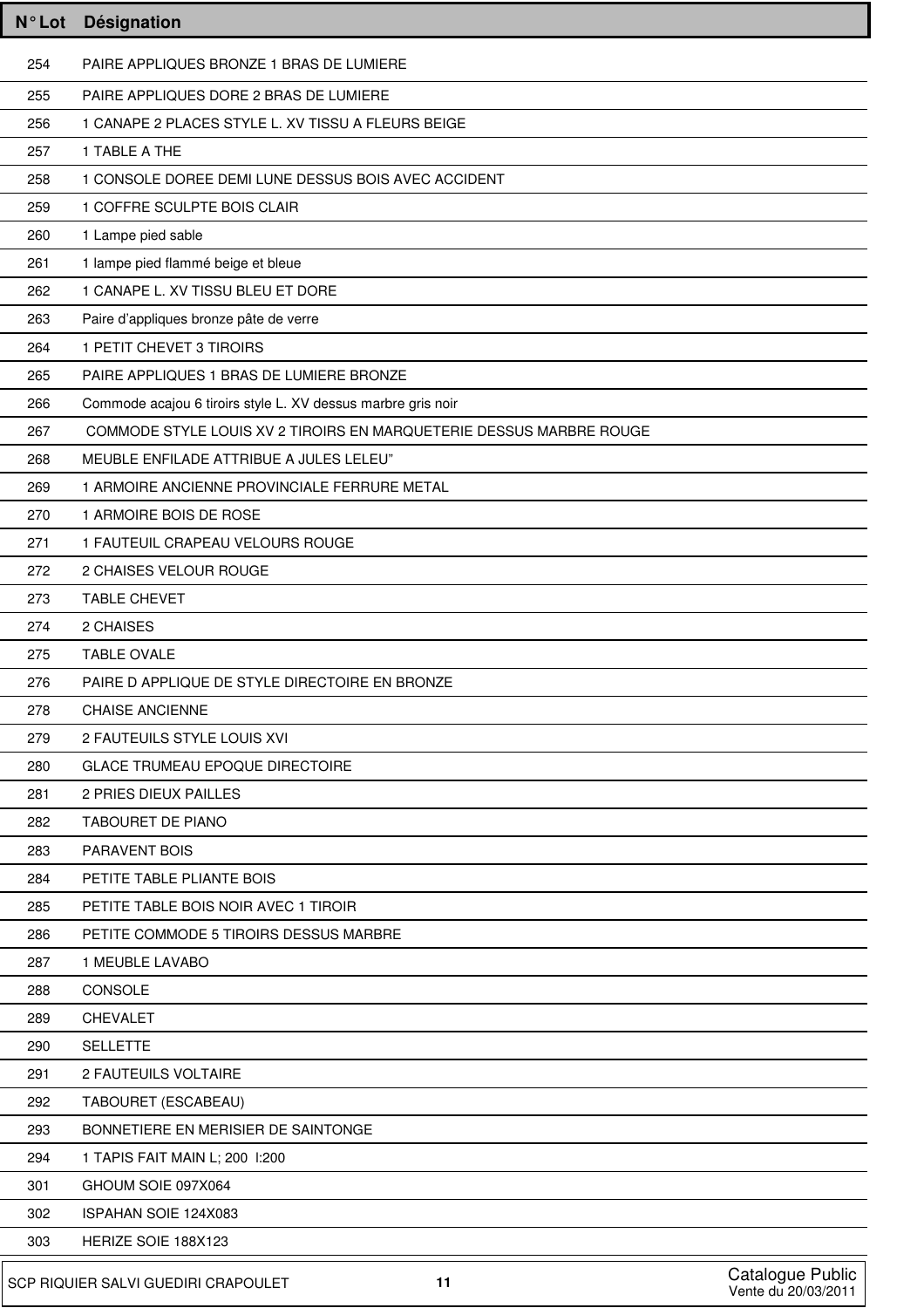| N° Lot | Désignation |
|---|---|
| 254 | PAIRE APPLIQUES BRONZE 1 BRAS DE LUMIERE |
| 255 | PAIRE APPLIQUES DORE 2 BRAS DE LUMIERE |
| 256 | 1 CANAPE 2 PLACES STYLE L. XV TISSU A FLEURS BEIGE |
| 257 | 1 TABLE A THE |
| 258 | 1 CONSOLE DOREE DEMI LUNE DESSUS BOIS AVEC ACCIDENT |
| 259 | 1 COFFRE SCULPTE BOIS CLAIR |
| 260 | 1 Lampe pied sable |
| 261 | 1 lampe pied flammé beige et bleue |
| 262 | 1 CANAPE L. XV TISSU BLEU ET DORE |
| 263 | Paire d'appliques bronze pâte de verre |
| 264 | 1 PETIT CHEVET 3 TIROIRS |
| 265 | PAIRE APPLIQUES 1 BRAS DE LUMIERE BRONZE |
| 266 | Commode acajou 6 tiroirs style L. XV dessus marbre gris noir |
| 267 | COMMODE STYLE LOUIS XV 2 TIROIRS EN MARQUETERIE DESSUS MARBRE ROUGE |
| 268 | MEUBLE ENFILADE ATTRIBUE A JULES LELEU" |
| 269 | 1 ARMOIRE ANCIENNE PROVINCIALE FERRURE METAL |
| 270 | 1 ARMOIRE BOIS DE ROSE |
| 271 | 1 FAUTEUIL CRAPEAU VELOURS ROUGE |
| 272 | 2 CHAISES VELOUR ROUGE |
| 273 | TABLE CHEVET |
| 274 | 2 CHAISES |
| 275 | TABLE OVALE |
| 276 | PAIRE D APPLIQUE DE STYLE DIRECTOIRE EN BRONZE |
| 278 | CHAISE ANCIENNE |
| 279 | 2 FAUTEUILS STYLE LOUIS XVI |
| 280 | GLACE TRUMEAU EPOQUE DIRECTOIRE |
| 281 | 2 PRIES DIEUX PAILLES |
| 282 | TABOURET DE PIANO |
| 283 | PARAVENT BOIS |
| 284 | PETITE TABLE PLIANTE BOIS |
| 285 | PETITE TABLE BOIS NOIR AVEC 1 TIROIR |
| 286 | PETITE COMMODE 5 TIROIRS DESSUS MARBRE |
| 287 | 1 MEUBLE LAVABO |
| 288 | CONSOLE |
| 289 | CHEVALET |
| 290 | SELLETTE |
| 291 | 2 FAUTEUILS VOLTAIRE |
| 292 | TABOURET (ESCABEAU) |
| 293 | BONNETIERE EN MERISIER DE SAINTONGE |
| 294 | 1 TAPIS FAIT MAIN L; 200 l:200 |
| 301 | GHOUM SOIE 097X064 |
| 302 | ISPAHAN SOIE 124X083 |
| 303 | HERIZE SOIE 188X123 |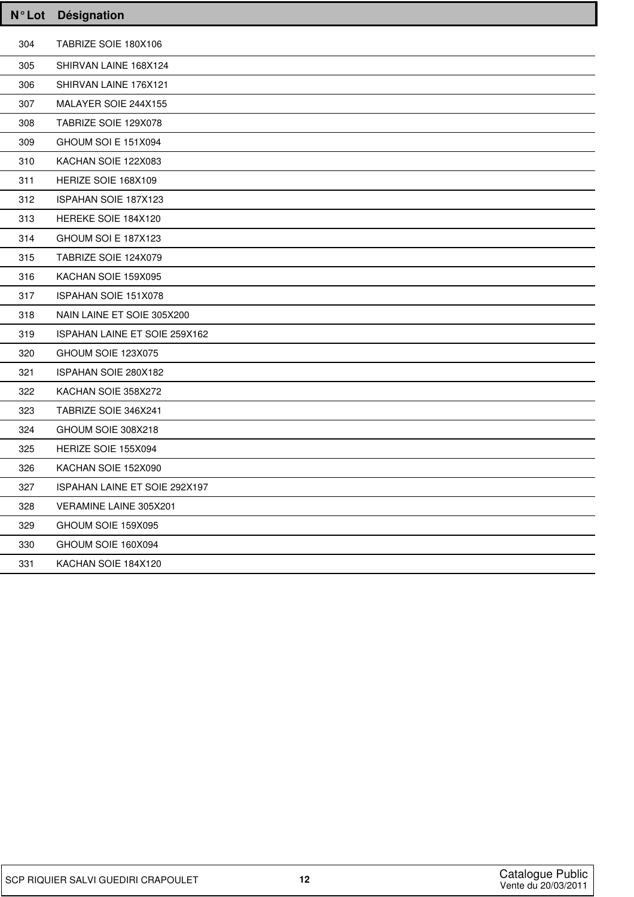| N° Lot | Désignation |
|---|---|
| 304 | TABRIZE SOIE 180X106 |
| 305 | SHIRVAN LAINE 168X124 |
| 306 | SHIRVAN LAINE 176X121 |
| 307 | MALAYER SOIE 244X155 |
| 308 | TABRIZE SOIE 129X078 |
| 309 | GHOUM SOI E 151X094 |
| 310 | KACHAN SOIE 122X083 |
| 311 | HERIZE SOIE 168X109 |
| 312 | ISPAHAN SOIE 187X123 |
| 313 | HEREKE SOIE 184X120 |
| 314 | GHOUM SOI E 187X123 |
| 315 | TABRIZE SOIE 124X079 |
| 316 | KACHAN SOIE 159X095 |
| 317 | ISPAHAN SOIE 151X078 |
| 318 | NAIN LAINE ET SOIE 305X200 |
| 319 | ISPAHAN LAINE ET SOIE 259X162 |
| 320 | GHOUM SOIE 123X075 |
| 321 | ISPAHAN SOIE 280X182 |
| 322 | KACHAN SOIE 358X272 |
| 323 | TABRIZE SOIE 346X241 |
| 324 | GHOUM SOIE 308X218 |
| 325 | HERIZE SOIE 155X094 |
| 326 | KACHAN SOIE 152X090 |
| 327 | ISPAHAN LAINE ET SOIE 292X197 |
| 328 | VERAMINE LAINE 305X201 |
| 329 | GHOUM SOIE 159X095 |
| 330 | GHOUM SOIE 160X094 |
| 331 | KACHAN SOIE 184X120 |